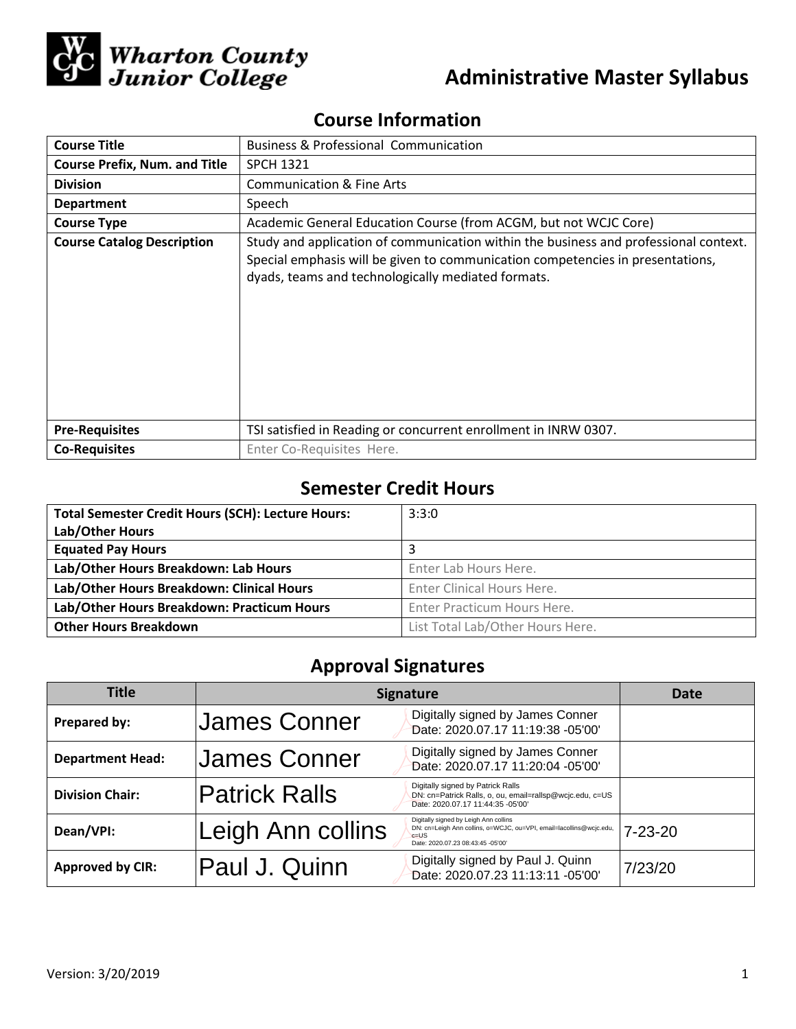Wharton County Junior College

# Administrative Master Syllabus

## Course Information

| Course Title | Business & Professional Communication |
|---|---|
| Course Prefix, Num. and Title | SPCH 1321 |
| Division | Communication & Fine Arts |
| Department | Speech |
| Course Type | Academic General Education Course (from ACGM, but not WCJC Core) |
| Course Catalog Description | Study and application of communication within the business and professional context. Special emphasis will be given to communication competencies in presentations, dyads, teams and technologically mediated formats. |
| Pre-Requisites | TSI satisfied in Reading or concurrent enrollment in INRW 0307. |
| Co-Requisites | Enter Co-Requisites Here. |

## Semester Credit Hours

| Total Semester Credit Hours (SCH): Lecture Hours: Lab/Other Hours | 3:3:0 |
|---|---|
| Equated Pay Hours | 3 |
| Lab/Other Hours Breakdown: Lab Hours | Enter Lab Hours Here. |
| Lab/Other Hours Breakdown: Clinical Hours | Enter Clinical Hours Here. |
| Lab/Other Hours Breakdown: Practicum Hours | Enter Practicum Hours Here. |
| Other Hours Breakdown | List Total Lab/Other Hours Here. |

## Approval Signatures

| Title | Signature | Date |
|---|---|---|
| Prepared by: | James Conner — Digitally signed by James Conner Date: 2020.07.17 11:19:38 -05'00' | |
| Department Head: | James Conner — Digitally signed by James Conner Date: 2020.07.17 11:20:04 -05'00' | |
| Division Chair: | Patrick Ralls — Digitally signed by Patrick Ralls DN: cn=Patrick Ralls, o, ou, email=rallsp@wcjc.edu, c=US Date: 2020.07.17 11:44:35 -05'00' | |
| Dean/VPI: | Leigh Ann collins — Digitally signed by Leigh Ann collins DN: cn=Leigh Ann collins, o=WCJC, ou=VPI, email=lacollins@wcjc.edu, c=US Date: 2020.07.23 08:43:45 -05'00' | 7-23-20 |
| Approved by CIR: | Paul J. Quinn — Digitally signed by Paul J. Quinn Date: 2020.07.23 11:13:11 -05'00' | 7/23/20 |

Version: 3/20/2019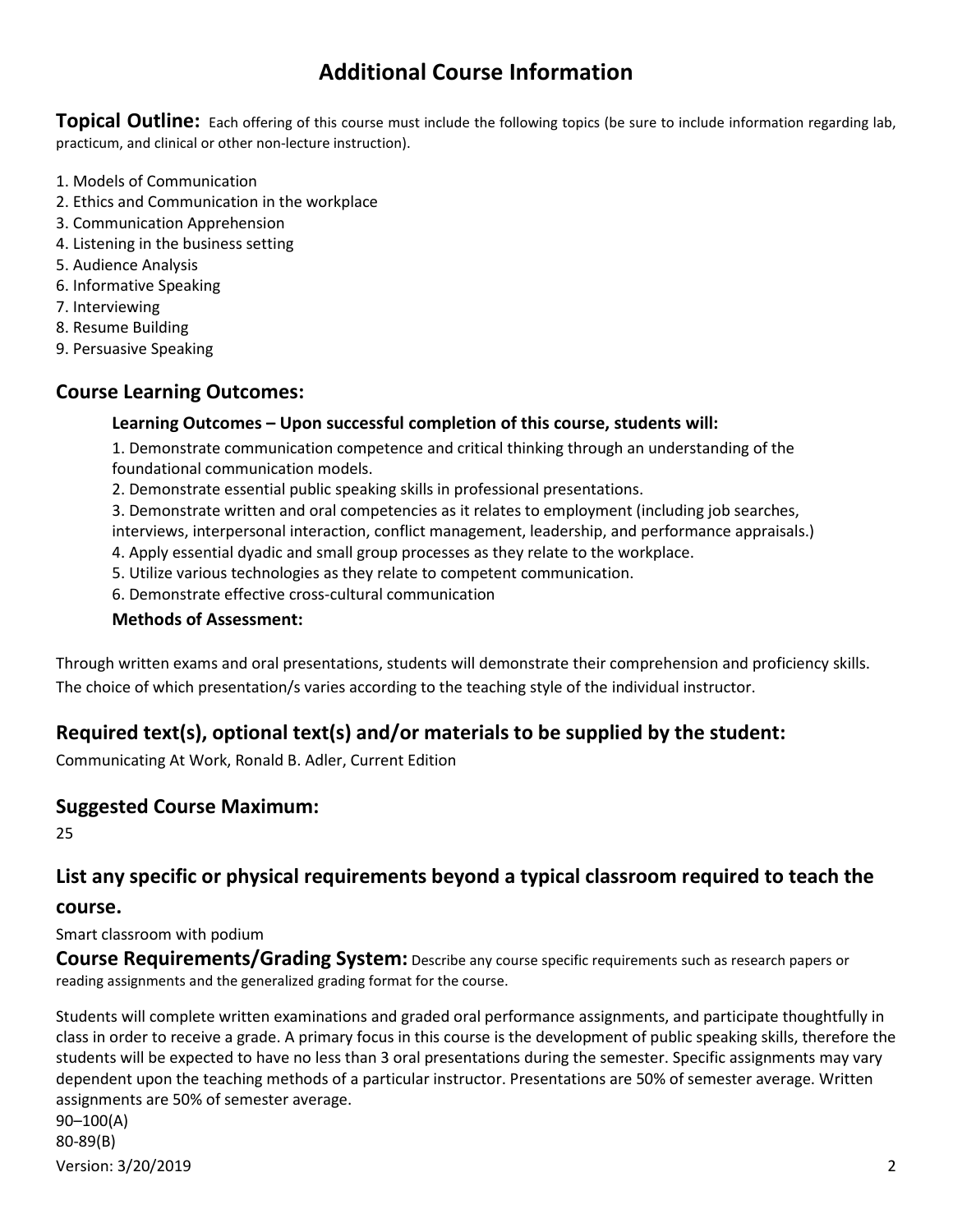# Additional Course Information

**Topical Outline:** Each offering of this course must include the following topics (be sure to include information regarding lab, practicum, and clinical or other non-lecture instruction).

1. Models of Communication
2. Ethics and Communication in the workplace
3. Communication Apprehension
4. Listening in the business setting
5. Audience Analysis
6. Informative Speaking
7. Interviewing
8. Resume Building
9. Persuasive Speaking

## Course Learning Outcomes:

**Learning Outcomes – Upon successful completion of this course, students will:**

1. Demonstrate communication competence and critical thinking through an understanding of the foundational communication models.
2. Demonstrate essential public speaking skills in professional presentations.
3. Demonstrate written and oral competencies as it relates to employment (including job searches, interviews, interpersonal interaction, conflict management, leadership, and performance appraisals.)
4. Apply essential dyadic and small group processes as they relate to the workplace.
5. Utilize various technologies as they relate to competent communication.
6. Demonstrate effective cross-cultural communication

**Methods of Assessment:**

Through written exams and oral presentations, students will demonstrate their comprehension and proficiency skills. The choice of which presentation/s varies according to the teaching style of the individual instructor.

## Required text(s), optional text(s) and/or materials to be supplied by the student:

Communicating At Work, Ronald B. Adler, Current Edition

## Suggested Course Maximum:

25

## List any specific or physical requirements beyond a typical classroom required to teach the course.

Smart classroom with podium

**Course Requirements/Grading System:** Describe any course specific requirements such as research papers or reading assignments and the generalized grading format for the course.

Students will complete written examinations and graded oral performance assignments, and participate thoughtfully in class in order to receive a grade. A primary focus in this course is the development of public speaking skills, therefore the students will be expected to have no less than 3 oral presentations during the semester. Specific assignments may vary dependent upon the teaching methods of a particular instructor. Presentations are 50% of semester average. Written assignments are 50% of semester average.

90–100(A)
80-89(B)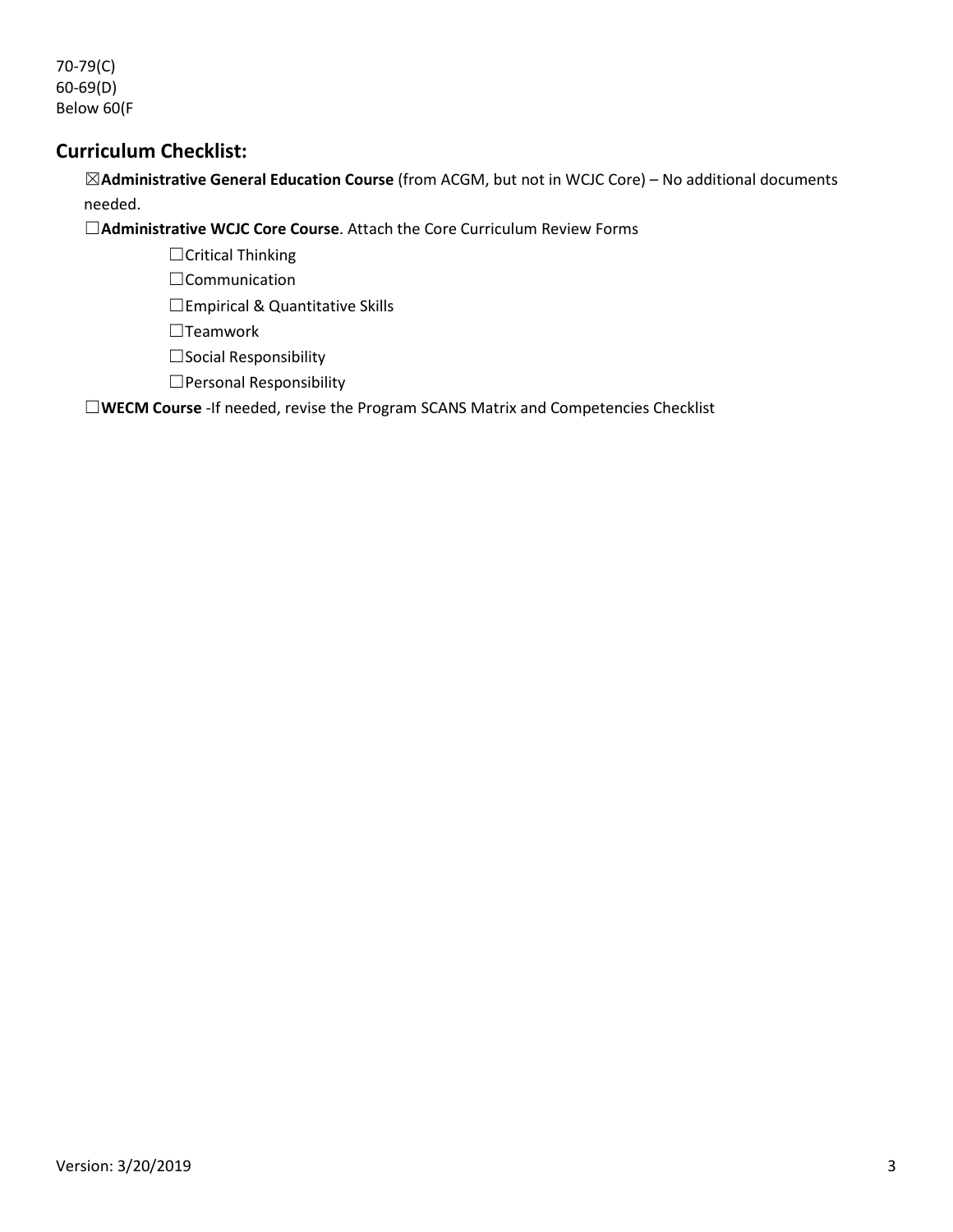70-79(C)
60-69(D)
Below 60(F

## Curriculum Checklist:

☒**Administrative General Education Course** (from ACGM, but not in WCJC Core) – No additional documents needed.

☐**Administrative WCJC Core Course**. Attach the Core Curriculum Review Forms

- ☐Critical Thinking
- ☐Communication
- ☐Empirical & Quantitative Skills
- ☐Teamwork
- ☐Social Responsibility
- ☐Personal Responsibility

☐**WECM Course** -If needed, revise the Program SCANS Matrix and Competencies Checklist